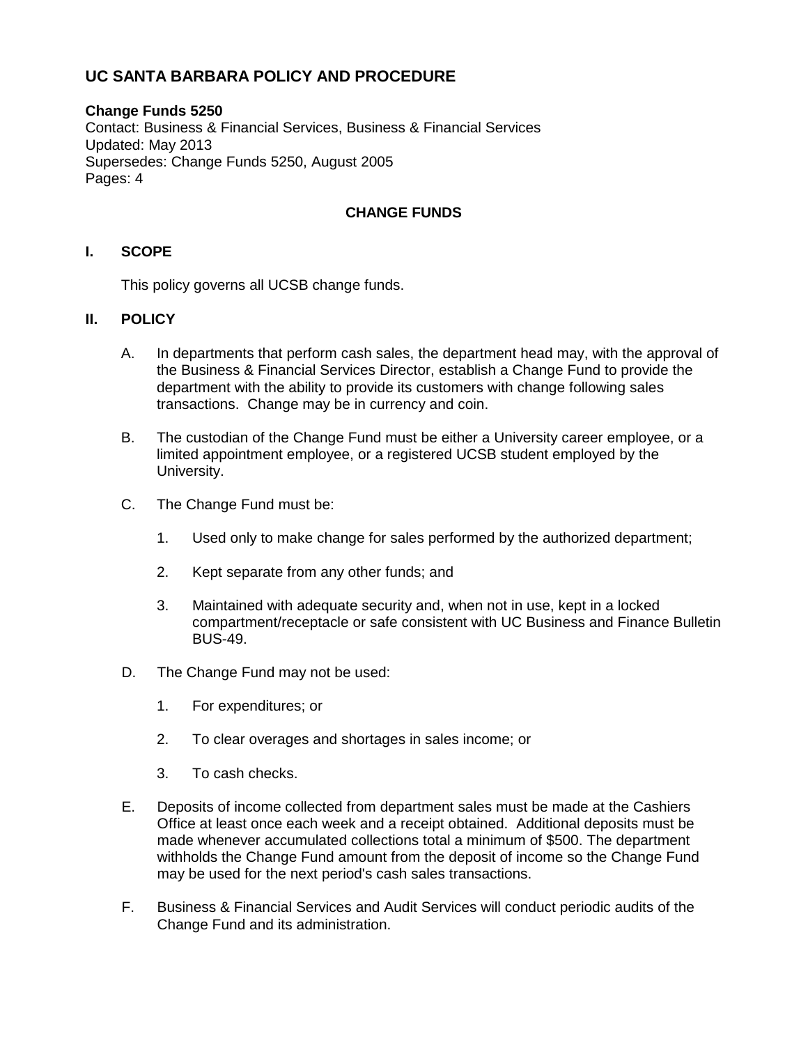## UC SANTA BARBARA POLICY AND PROCEDURE

**Change Funds 5250**
Contact: Business & Financial Services, Business & Financial Services
Updated: May 2013
Supersedes: Change Funds 5250, August 2005
Pages: 4

### CHANGE FUNDS

### I. SCOPE

This policy governs all UCSB change funds.

### II. POLICY

A. In departments that perform cash sales, the department head may, with the approval of the Business & Financial Services Director, establish a Change Fund to provide the department with the ability to provide its customers with change following sales transactions. Change may be in currency and coin.

B. The custodian of the Change Fund must be either a University career employee, or a limited appointment employee, or a registered UCSB student employed by the University.

C. The Change Fund must be:

1. Used only to make change for sales performed by the authorized department;

2. Kept separate from any other funds; and

3. Maintained with adequate security and, when not in use, kept in a locked compartment/receptacle or safe consistent with UC Business and Finance Bulletin BUS-49.

D. The Change Fund may not be used:

1. For expenditures; or

2. To clear overages and shortages in sales income; or

3. To cash checks.

E. Deposits of income collected from department sales must be made at the Cashiers Office at least once each week and a receipt obtained. Additional deposits must be made whenever accumulated collections total a minimum of $500. The department withholds the Change Fund amount from the deposit of income so the Change Fund may be used for the next period's cash sales transactions.

F. Business & Financial Services and Audit Services will conduct periodic audits of the Change Fund and its administration.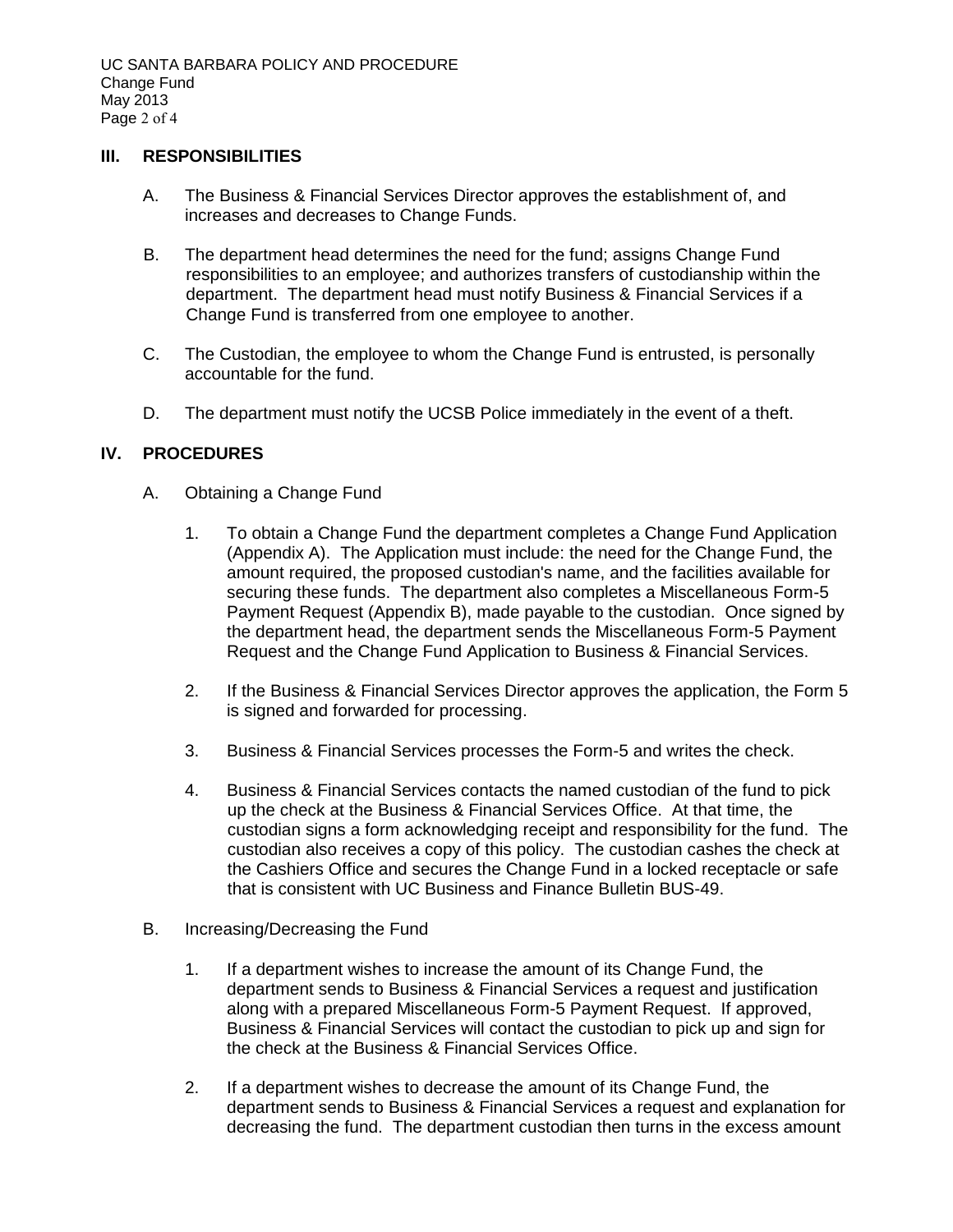## III. RESPONSIBILITIES

A. The Business & Financial Services Director approves the establishment of, and increases and decreases to Change Funds.

B. The department head determines the need for the fund; assigns Change Fund responsibilities to an employee; and authorizes transfers of custodianship within the department. The department head must notify Business & Financial Services if a Change Fund is transferred from one employee to another.

C. The Custodian, the employee to whom the Change Fund is entrusted, is personally accountable for the fund.

D. The department must notify the UCSB Police immediately in the event of a theft.

## IV. PROCEDURES

A. Obtaining a Change Fund

1. To obtain a Change Fund the department completes a Change Fund Application (Appendix A). The Application must include: the need for the Change Fund, the amount required, the proposed custodian's name, and the facilities available for securing these funds. The department also completes a Miscellaneous Form-5 Payment Request (Appendix B), made payable to the custodian. Once signed by the department head, the department sends the Miscellaneous Form-5 Payment Request and the Change Fund Application to Business & Financial Services.

2. If the Business & Financial Services Director approves the application, the Form 5 is signed and forwarded for processing.

3. Business & Financial Services processes the Form-5 and writes the check.

4. Business & Financial Services contacts the named custodian of the fund to pick up the check at the Business & Financial Services Office. At that time, the custodian signs a form acknowledging receipt and responsibility for the fund. The custodian also receives a copy of this policy. The custodian cashes the check at the Cashiers Office and secures the Change Fund in a locked receptacle or safe that is consistent with UC Business and Finance Bulletin BUS-49.

B. Increasing/Decreasing the Fund

1. If a department wishes to increase the amount of its Change Fund, the department sends to Business & Financial Services a request and justification along with a prepared Miscellaneous Form-5 Payment Request. If approved, Business & Financial Services will contact the custodian to pick up and sign for the check at the Business & Financial Services Office.

2. If a department wishes to decrease the amount of its Change Fund, the department sends to Business & Financial Services a request and explanation for decreasing the fund. The department custodian then turns in the excess amount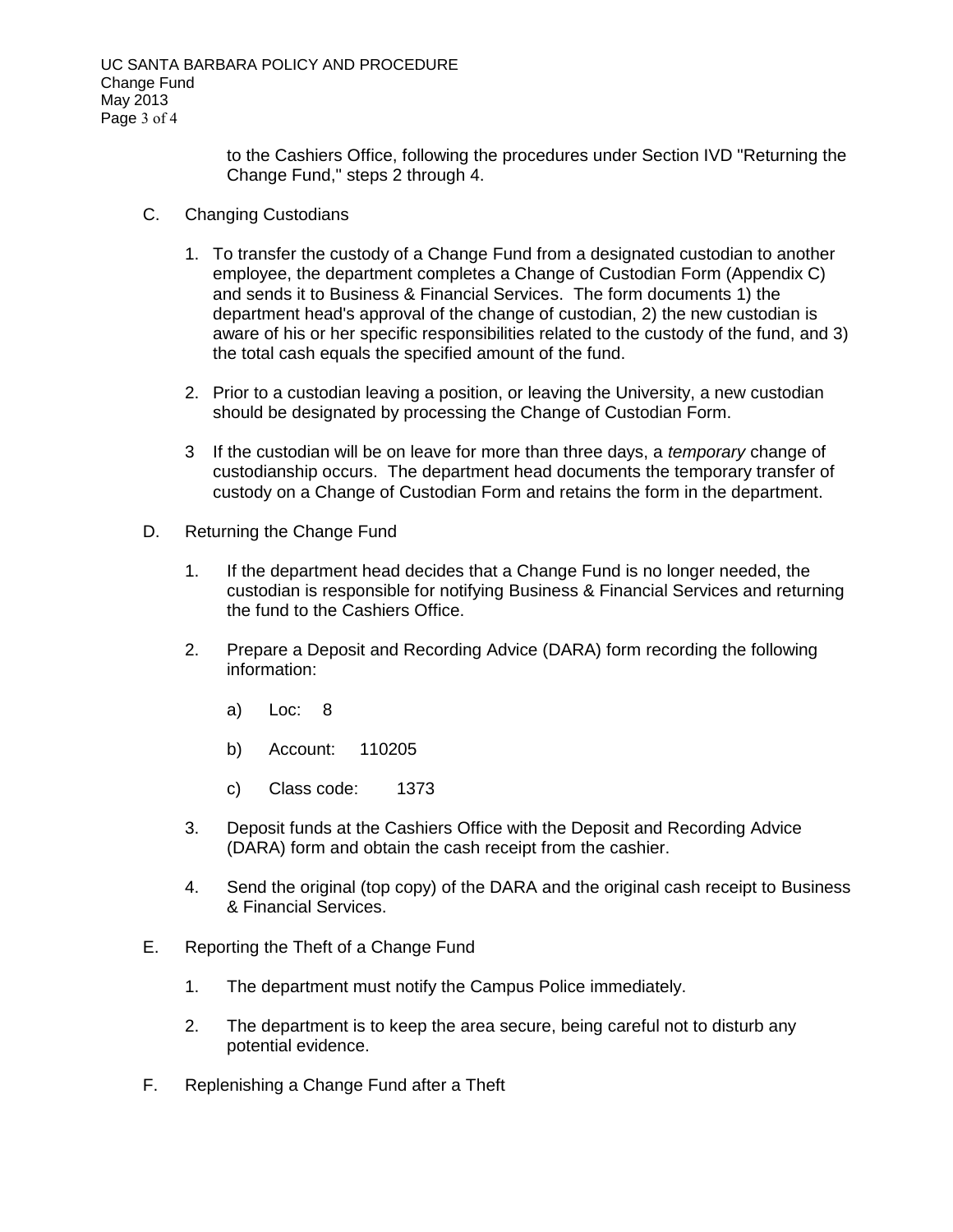to the Cashiers Office, following the procedures under Section IVD "Returning the Change Fund," steps 2 through 4.

C. Changing Custodians

1. To transfer the custody of a Change Fund from a designated custodian to another employee, the department completes a Change of Custodian Form (Appendix C) and sends it to Business & Financial Services. The form documents 1) the department head's approval of the change of custodian, 2) the new custodian is aware of his or her specific responsibilities related to the custody of the fund, and 3) the total cash equals the specified amount of the fund.

2. Prior to a custodian leaving a position, or leaving the University, a new custodian should be designated by processing the Change of Custodian Form.

3 If the custodian will be on leave for more than three days, a *temporary* change of custodianship occurs. The department head documents the temporary transfer of custody on a Change of Custodian Form and retains the form in the department.

D. Returning the Change Fund

1. If the department head decides that a Change Fund is no longer needed, the custodian is responsible for notifying Business & Financial Services and returning the fund to the Cashiers Office.

2. Prepare a Deposit and Recording Advice (DARA) form recording the following information:

   a) Loc: 8

   b) Account: 110205

   c) Class code: 1373

3. Deposit funds at the Cashiers Office with the Deposit and Recording Advice (DARA) form and obtain the cash receipt from the cashier.

4. Send the original (top copy) of the DARA and the original cash receipt to Business & Financial Services.

E. Reporting the Theft of a Change Fund

1. The department must notify the Campus Police immediately.

2. The department is to keep the area secure, being careful not to disturb any potential evidence.

F. Replenishing a Change Fund after a Theft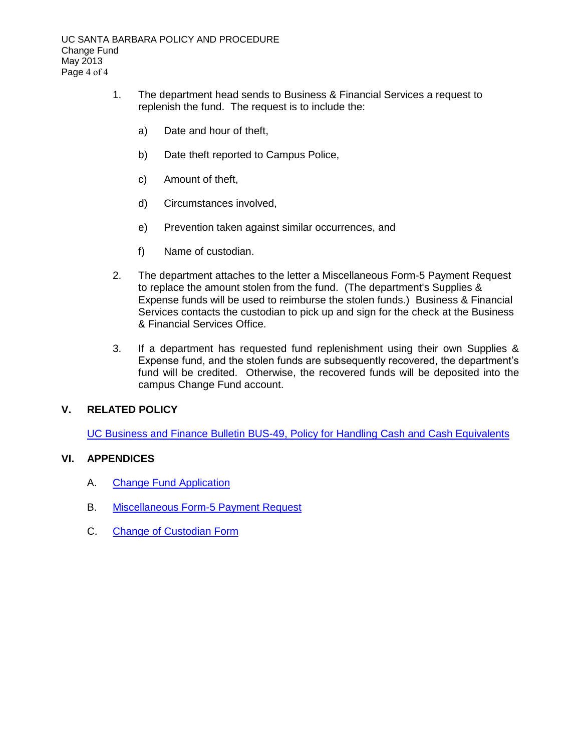1. The department head sends to Business & Financial Services a request to replenish the fund. The request is to include the:

   a) Date and hour of theft,

   b) Date theft reported to Campus Police,

   c) Amount of theft,

   d) Circumstances involved,

   e) Prevention taken against similar occurrences, and

   f) Name of custodian.

2. The department attaches to the letter a Miscellaneous Form-5 Payment Request to replace the amount stolen from the fund. (The department's Supplies & Expense funds will be used to reimburse the stolen funds.) Business & Financial Services contacts the custodian to pick up and sign for the check at the Business & Financial Services Office.

3. If a department has requested fund replenishment using their own Supplies & Expense fund, and the stolen funds are subsequently recovered, the department's fund will be credited. Otherwise, the recovered funds will be deposited into the campus Change Fund account.

## V. RELATED POLICY

UC Business and Finance Bulletin BUS-49, Policy for Handling Cash and Cash Equivalents

## VI. APPENDICES

A. Change Fund Application

B. Miscellaneous Form-5 Payment Request

C. Change of Custodian Form